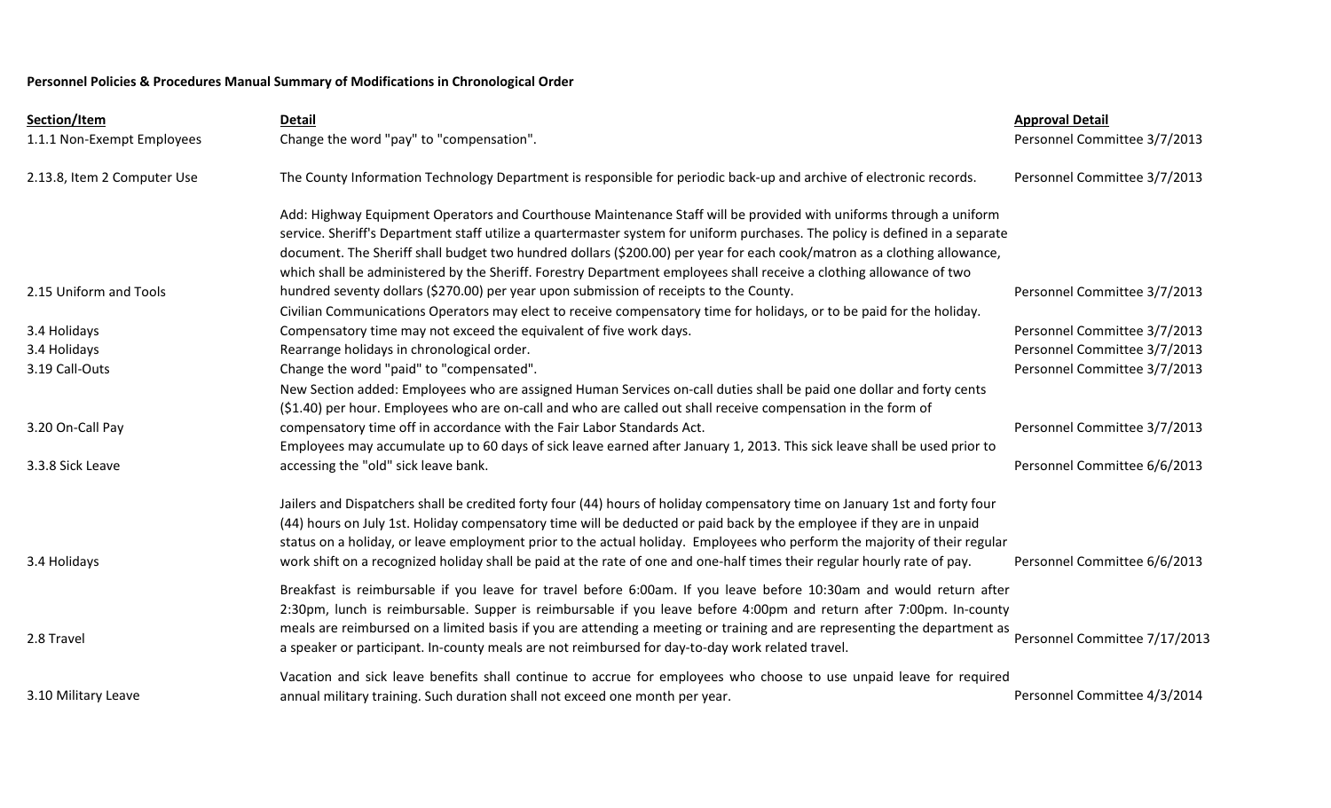**Personnel Policies & Procedures Manual Summary of Modifications in Chronological Order**

| Section/Item | Detail | Approval Detail |
|---|---|---|
| 1.1.1 Non-Exempt Employees | Change the word "pay" to "compensation". | Personnel Committee 3/7/2013 |
| 2.13.8, Item 2 Computer Use | The County Information Technology Department is responsible for periodic back-up and archive of electronic records. | Personnel Committee 3/7/2013 |
| 2.15 Uniform and Tools | Add: Highway Equipment Operators and Courthouse Maintenance Staff will be provided with uniforms through a uniform service. Sheriff's Department staff utilize a quartermaster system for uniform purchases. The policy is defined in a separate document. The Sheriff shall budget two hundred dollars ($200.00) per year for each cook/matron as a clothing allowance, which shall be administered by the Sheriff. Forestry Department employees shall receive a clothing allowance of two hundred seventy dollars ($270.00) per year upon submission of receipts to the County. | Personnel Committee 3/7/2013 |
| 3.4 Holidays | Civilian Communications Operators may elect to receive compensatory time for holidays, or to be paid for the holiday. Compensatory time may not exceed the equivalent of five work days. | Personnel Committee 3/7/2013 |
| 3.4 Holidays | Rearrange holidays in chronological order. | Personnel Committee 3/7/2013 |
| 3.19 Call-Outs | Change the word "paid" to "compensated". | Personnel Committee 3/7/2013 |
| 3.20 On-Call Pay | New Section added: Employees who are assigned Human Services on-call duties shall be paid one dollar and forty cents ($1.40) per hour. Employees who are on-call and who are called out shall receive compensation in the form of compensatory time off in accordance with the Fair Labor Standards Act. | Personnel Committee 3/7/2013 |
| 3.3.8 Sick Leave | Employees may accumulate up to 60 days of sick leave earned after January 1, 2013. This sick leave shall be used prior to accessing the "old" sick leave bank. | Personnel Committee 6/6/2013 |
| 3.4 Holidays | Jailers and Dispatchers shall be credited forty four (44) hours of holiday compensatory time on January 1st and forty four (44) hours on July 1st. Holiday compensatory time will be deducted or paid back by the employee if they are in unpaid status on a holiday, or leave employment prior to the actual holiday. Employees who perform the majority of their regular work shift on a recognized holiday shall be paid at the rate of one and one-half times their regular hourly rate of pay. | Personnel Committee 6/6/2013 |
| 2.8 Travel | Breakfast is reimbursable if you leave for travel before 6:00am. If you leave before 10:30am and would return after 2:30pm, lunch is reimbursable. Supper is reimbursable if you leave before 4:00pm and return after 7:00pm. In-county meals are reimbursed on a limited basis if you are attending a meeting or training and are representing the department as a speaker or participant. In-county meals are not reimbursed for day-to-day work related travel. | Personnel Committee 7/17/2013 |
| 3.10 Military Leave | Vacation and sick leave benefits shall continue to accrue for employees who choose to use unpaid leave for required annual military training. Such duration shall not exceed one month per year. | Personnel Committee 4/3/2014 |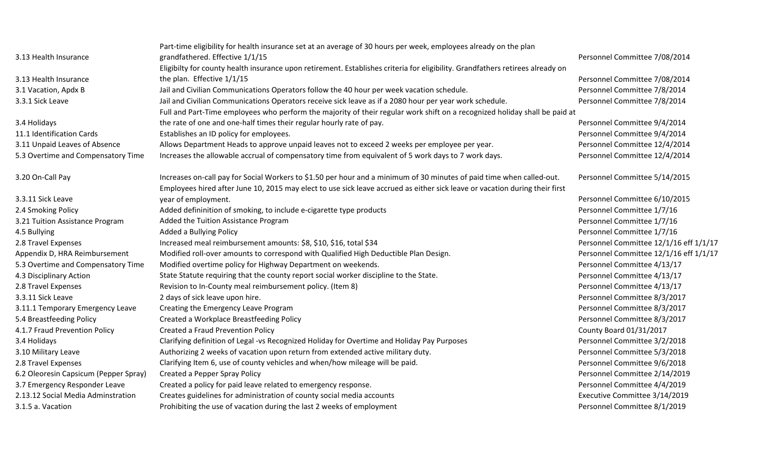| | | |
|---|---|---|
| 3.13 Health Insurance | Part-time eligibility for health insurance set at an average of 30 hours per week, employees already on the plan grandfathered. Effective 1/1/15 | Personnel Committee 7/08/2014 |
| 3.13 Health Insurance | Eligibilty for county health insurance upon retirement. Establishes criteria for eligibility. Grandfathers retirees already on the plan. Effective 1/1/15 | Personnel Committee 7/08/2014 |
| 3.1 Vacation, Apdx B | Jail and Civilian Communications Operators follow the 40 hour per week vacation schedule. | Personnel Committee 7/8/2014 |
| 3.3.1 Sick Leave | Jail and Civilian Communications Operators receive sick leave as if a 2080 hour per year work schedule. | Personnel Committee 7/8/2014 |
| 3.4 Holidays | Full and Part-Time employees who perform the majority of their regular work shift on a recognized holiday shall be paid at the rate of one and one-half times their regular hourly rate of pay. | Personnel Committee 9/4/2014 |
| 11.1 Identification Cards | Establishes an ID policy for employees. | Personnel Committee 9/4/2014 |
| 3.11 Unpaid Leaves of Absence | Allows Department Heads to approve unpaid leaves not to exceed 2 weeks per employee per year. | Personnel Committee 12/4/2014 |
| 5.3 Overtime and Compensatory Time | Increases the allowable accrual of compensatory time from equivalent of 5 work days to 7 work days. | Personnel Committee 12/4/2014 |
| 3.20 On-Call Pay | Increases on-call pay for Social Workers to $1.50 per hour and a minimum of 30 minutes of paid time when called-out. | Personnel Committee 5/14/2015 |
| 3.3.11 Sick Leave | Employees hired after June 10, 2015 may elect to use sick leave accrued as either sick leave or vacation during their first year of employment. | Personnel Committee 6/10/2015 |
| 2.4 Smoking Policy | Added defininition of smoking, to include e-cigarette type products | Personnel Committee 1/7/16 |
| 3.21 Tuition Assistance Program | Added the Tuition Assistance Program | Personnel Committee 1/7/16 |
| 4.5 Bullying | Added a Bullying Policy | Personnel Committee 1/7/16 |
| 2.8 Travel Expenses | Increased meal reimbursement amounts: $8, $10, $16, total $34 | Personnel Committee 12/1/16 eff 1/1/17 |
| Appendix D, HRA Reimbursement | Modified roll-over amounts to correspond with Qualified High Deductible Plan Design. | Personnel Committee 12/1/16 eff 1/1/17 |
| 5.3 Overtime and Compensatory Time | Modified overtime policy for Highway Department on weekends. | Personnel Committee 4/13/17 |
| 4.3 Disciplinary Action | State Statute requiring that the county report social worker discipline to the State. | Personnel Committee 4/13/17 |
| 2.8 Travel Expenses | Revision to In-County meal reimbursement policy. (Item 8) | Personnel Committee 4/13/17 |
| 3.3.11 Sick Leave | 2 days of sick leave upon hire. | Personnel Committee 8/3/2017 |
| 3.11.1 Temporary Emergency Leave | Creating the Emergency Leave Program | Personnel Committee 8/3/2017 |
| 5.4 Breastfeeding Policy | Created a Workplace Breastfeeding Policy | Personnel Committee 8/3/2017 |
| 4.1.7 Fraud Prevention Policy | Created a Fraud Prevention Policy | County Board 01/31/2017 |
| 3.4 Holidays | Clarifying definition of Legal -vs Recognized Holiday for Overtime and Holiday Pay Purposes | Personnel Committee 3/2/2018 |
| 3.10 Military Leave | Authorizing 2 weeks of vacation upon return from extended active military duty. | Personnel Committee 5/3/2018 |
| 2.8 Travel Expenses | Clarifying Item 6, use of county vehicles and when/how mileage will be paid. | Personnel Committee 9/6/2018 |
| 6.2 Oleoresin Capsicum (Pepper Spray) | Created a Pepper Spray Policy | Personnel Committee 2/14/2019 |
| 3.7 Emergency Responder Leave | Created a policy for paid leave related to emergency response. | Personnel Committee 4/4/2019 |
| 2.13.12 Social Media Adminstration | Creates guidelines for administration of county social media accounts | Executive Committee 3/14/2019 |
| 3.1.5 a. Vacation | Prohibiting the use of vacation during the last 2 weeks of employment | Personnel Committee 8/1/2019 |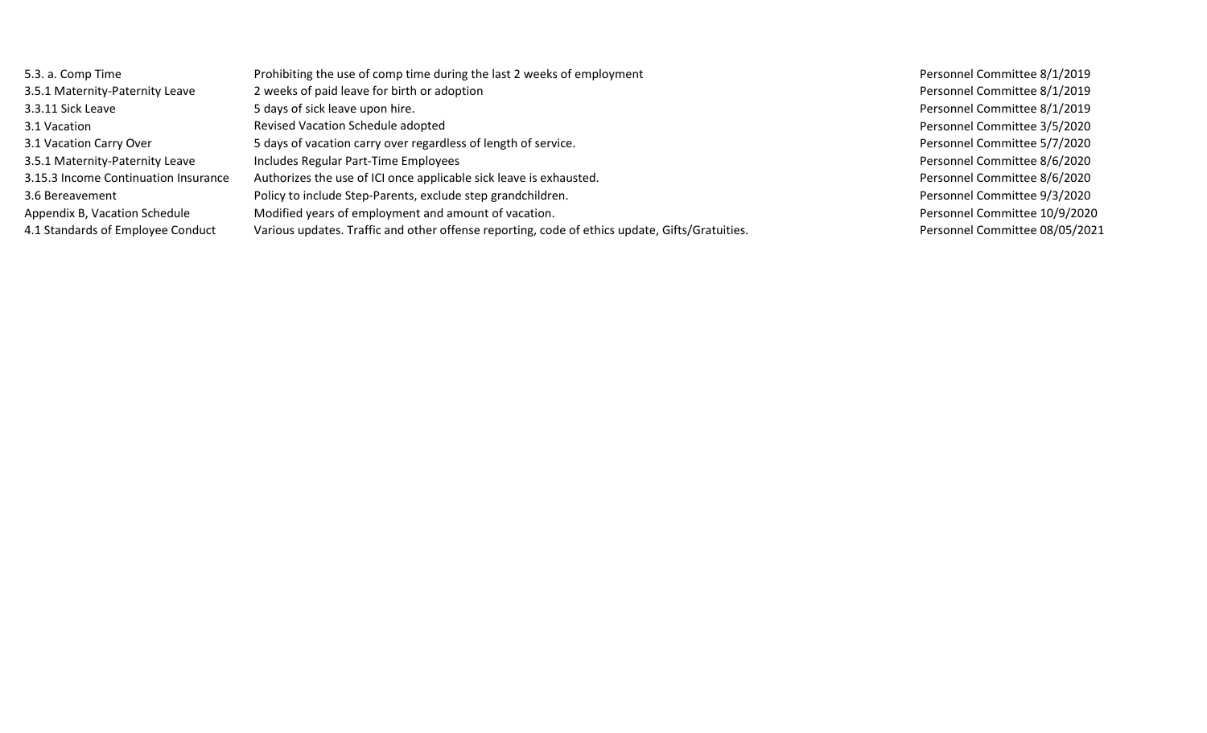| | | |
|---|---|---|
| 5.3. a. Comp Time | Prohibiting the use of comp time during the last 2 weeks of employment | Personnel Committee 8/1/2019 |
| 3.5.1 Maternity-Paternity Leave | 2 weeks of paid leave for birth or adoption | Personnel Committee 8/1/2019 |
| 3.3.11 Sick Leave | 5 days of sick leave upon hire. | Personnel Committee 8/1/2019 |
| 3.1 Vacation | Revised Vacation Schedule adopted | Personnel Committee 3/5/2020 |
| 3.1 Vacation Carry Over | 5 days of vacation carry over regardless of length of service. | Personnel Committee 5/7/2020 |
| 3.5.1 Maternity-Paternity Leave | Includes Regular Part-Time Employees | Personnel Committee 8/6/2020 |
| 3.15.3 Income Continuation Insurance | Authorizes the use of ICI once applicable sick leave is exhausted. | Personnel Committee 8/6/2020 |
| 3.6 Bereavement | Policy to include Step-Parents, exclude step grandchildren. | Personnel Committee 9/3/2020 |
| Appendix B, Vacation Schedule | Modified years of employment and amount of vacation. | Personnel Committee 10/9/2020 |
| 4.1 Standards of Employee Conduct | Various updates. Traffic and other offense reporting, code of ethics update, Gifts/Gratuities. | Personnel Committee 08/05/2021 |